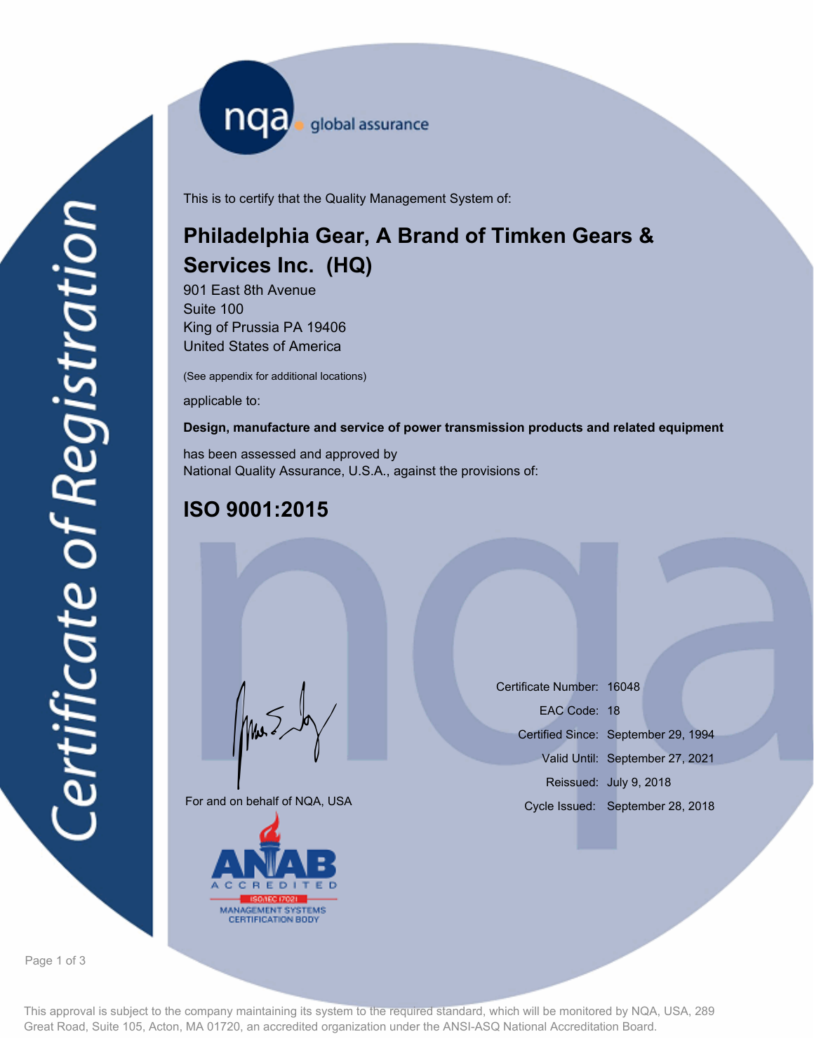nqa global assurance

# Certificate of Registration

This is to certify that the Quality Management System of:

## Philadelphia Gear, A Brand of Timken Gears & Services Inc. (HQ)

901 East 8th Avenue
Suite 100
King of Prussia PA 19406
United States of America

(See appendix for additional locations)

applicable to:

**Design, manufacture and service of power transmission products and related equipment**

has been assessed and approved by
National Quality Assurance, U.S.A., against the provisions of:

## ISO 9001:2015

For and on behalf of NQA, USA

Certificate Number: 16048
EAC Code: 18
Certified Since: September 29, 1994
Valid Until: September 27, 2021
Reissued: July 9, 2018
Cycle Issued: September 28, 2018

ANAB ACCREDITED
ISO/IEC 17021
MANAGEMENT SYSTEMS CERTIFICATION BODY

This approval is subject to the company maintaining its system to the required standard, which will be monitored by NQA, USA, 289 Great Road, Suite 105, Acton, MA 01720, an accredited organization under the ANSI-ASQ National Accreditation Board.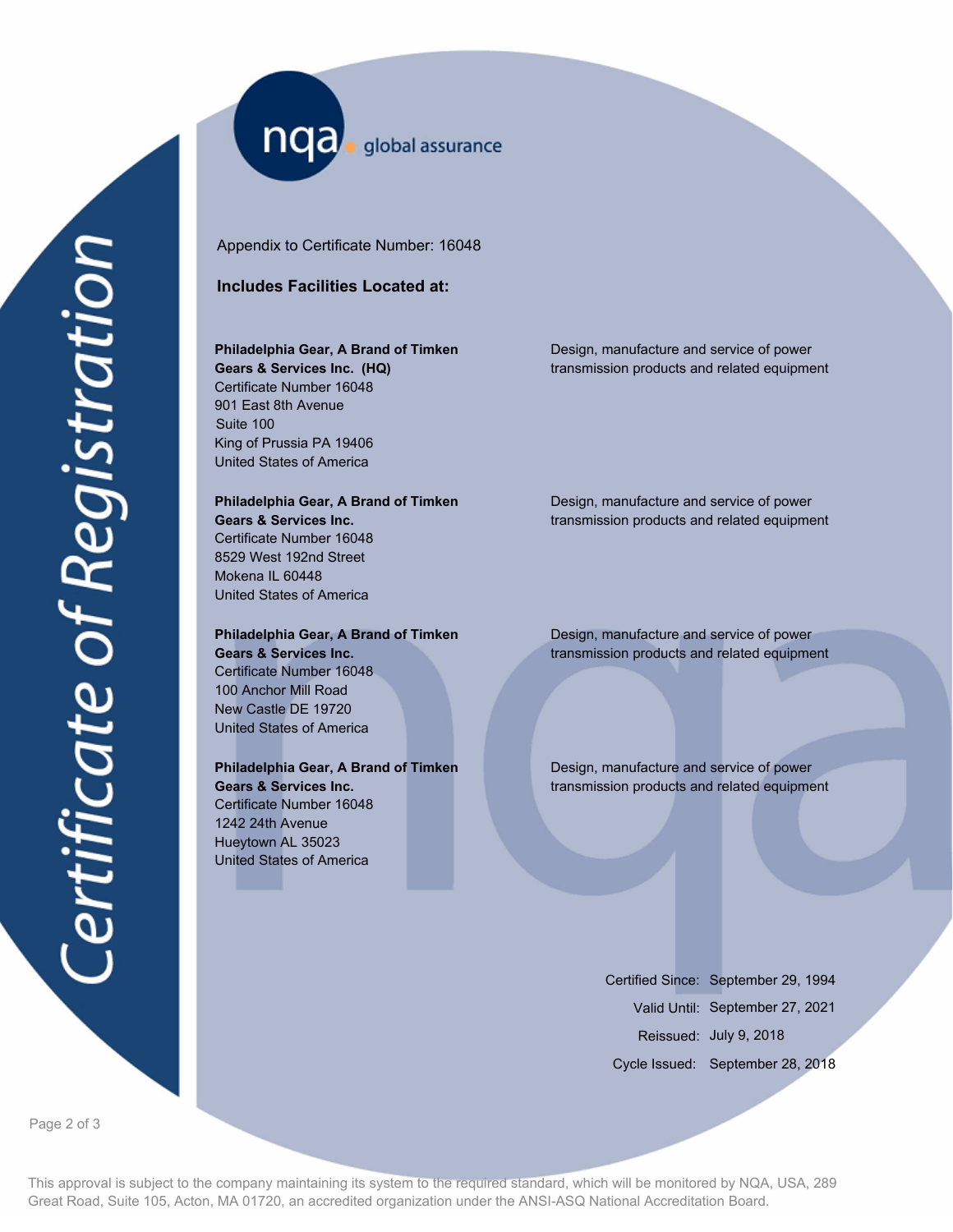Certificate of Registration

nqa global assurance

Appendix to Certificate Number: 16048

## Includes Facilities Located at:

**Philadelphia Gear, A Brand of Timken Gears & Services Inc. (HQ)**
Certificate Number 16048
901 East 8th Avenue
Suite 100
King of Prussia PA 19406
United States of America

Design, manufacture and service of power transmission products and related equipment

**Philadelphia Gear, A Brand of Timken Gears & Services Inc.**
Certificate Number 16048
8529 West 192nd Street
Mokena IL 60448
United States of America

Design, manufacture and service of power transmission products and related equipment

**Philadelphia Gear, A Brand of Timken Gears & Services Inc.**
Certificate Number 16048
100 Anchor Mill Road
New Castle DE 19720
United States of America

Design, manufacture and service of power transmission products and related equipment

**Philadelphia Gear, A Brand of Timken Gears & Services Inc.**
Certificate Number 16048
1242 24th Avenue
Hueytown AL 35023
United States of America

Design, manufacture and service of power transmission products and related equipment

Certified Since: September 29, 1994
Valid Until: September 27, 2021
Reissued: July 9, 2018
Cycle Issued: September 28, 2018

This approval is subject to the company maintaining its system to the required standard, which will be monitored by NQA, USA, 289 Great Road, Suite 105, Acton, MA 01720, an accredited organization under the ANSI-ASQ National Accreditation Board.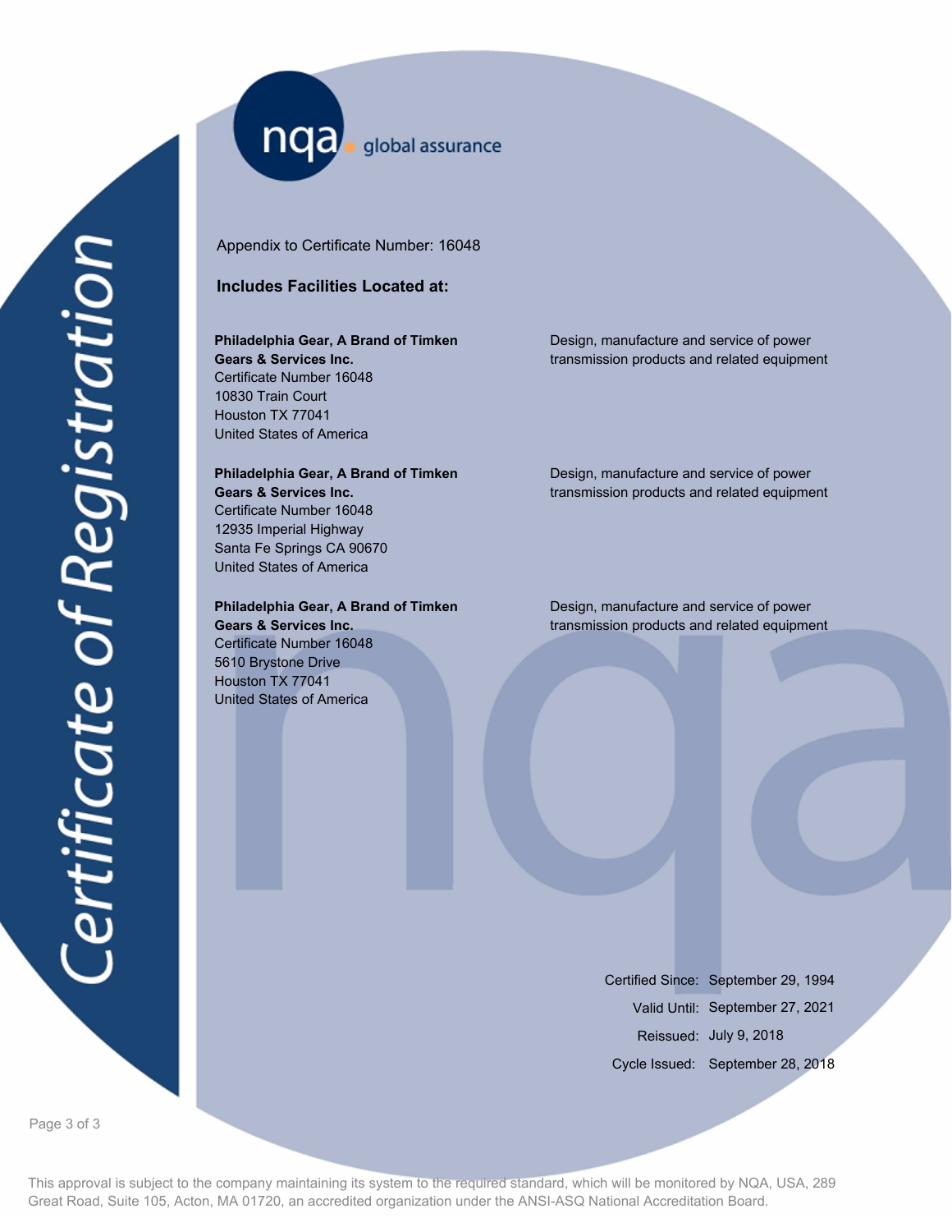Certificate of Registration

Appendix to Certificate Number: 16048

## Includes Facilities Located at:

**Philadelphia Gear, A Brand of Timken Gears & Services Inc.**
Certificate Number 16048
10830 Train Court
Houston TX 77041
United States of America

Design, manufacture and service of power transmission products and related equipment

**Philadelphia Gear, A Brand of Timken Gears & Services Inc.**
Certificate Number 16048
12935 Imperial Highway
Santa Fe Springs CA 90670
United States of America

Design, manufacture and service of power transmission products and related equipment

**Philadelphia Gear, A Brand of Timken Gears & Services Inc.**
Certificate Number 16048
5610 Brystone Drive
Houston TX 77041
United States of America

Design, manufacture and service of power transmission products and related equipment

Certified Since: September 29, 1994
Valid Until: September 27, 2021
Reissued: July 9, 2018
Cycle Issued: September 28, 2018

This approval is subject to the company maintaining its system to the required standard, which will be monitored by NQA, USA, 289 Great Road, Suite 105, Acton, MA 01720, an accredited organization under the ANSI-ASQ National Accreditation Board.